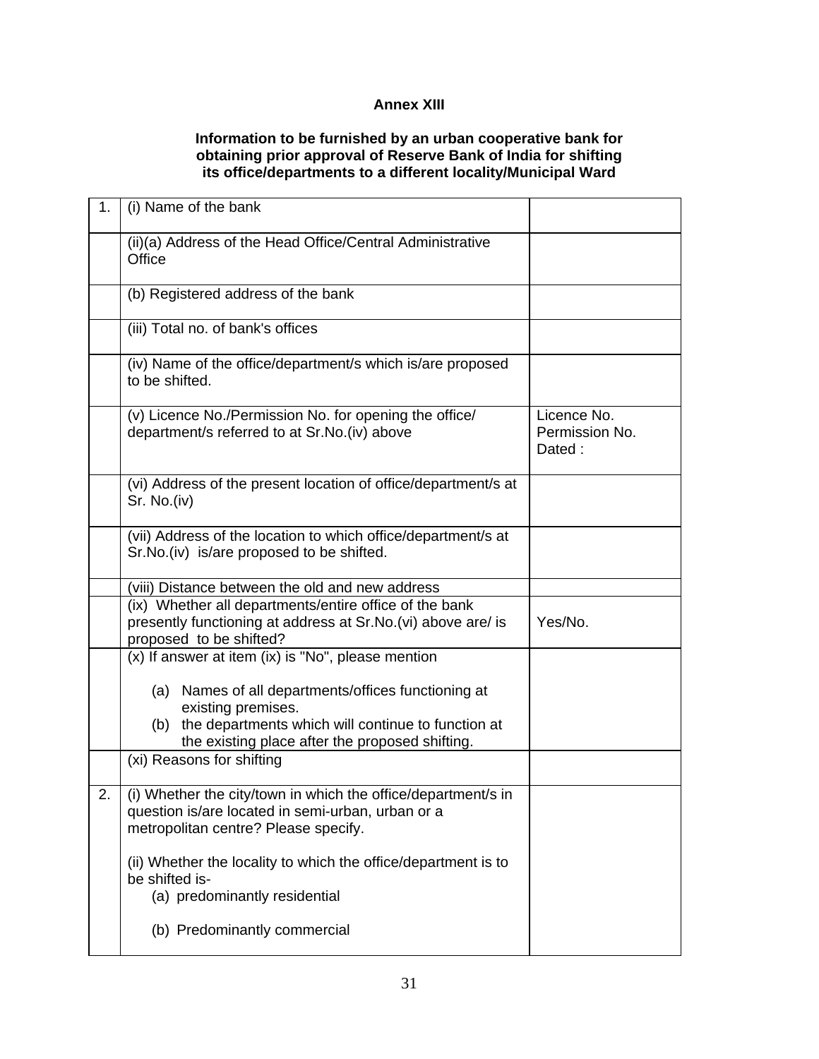**Annex XIII**

**Information to be furnished by an urban cooperative bank for obtaining prior approval of Reserve Bank of India for shifting its office/departments to a different locality/Municipal Ward**

| | | |
|---|---|---|
| 1. | (i) Name of the bank | |
| | (ii)(a) Address of the Head Office/Central Administrative Office | |
| | (b) Registered address of the bank | |
| | (iii) Total no. of bank's offices | |
| | (iv) Name of the office/department/s which is/are proposed to be shifted. | |
| | (v) Licence No./Permission No. for opening the office/ department/s referred to at Sr.No.(iv) above | Licence No.<br>Permission No.<br>Dated : |
| | (vi) Address of the present location of office/department/s at Sr. No.(iv) | |
| | (vii) Address of the location to which office/department/s at Sr.No.(iv) is/are proposed to be shifted. | |
| | (viii) Distance between the old and new address | |
| | (ix) Whether all departments/entire office of the bank presently functioning at address at Sr.No.(vi) above are/ is proposed to be shifted? | Yes/No. |
| | (x) If answer at item (ix) is "No", please mention<br>(a) Names of all departments/offices functioning at existing premises.<br>(b) the departments which will continue to function at the existing place after the proposed shifting. | |
| | (xi) Reasons for shifting | |
| 2. | (i) Whether the city/town in which the office/department/s in question is/are located in semi-urban, urban or a metropolitan centre? Please specify.<br><br>(ii) Whether the locality to which the office/department is to be shifted is-<br>(a) predominantly residential<br><br>(b) Predominantly commercial | |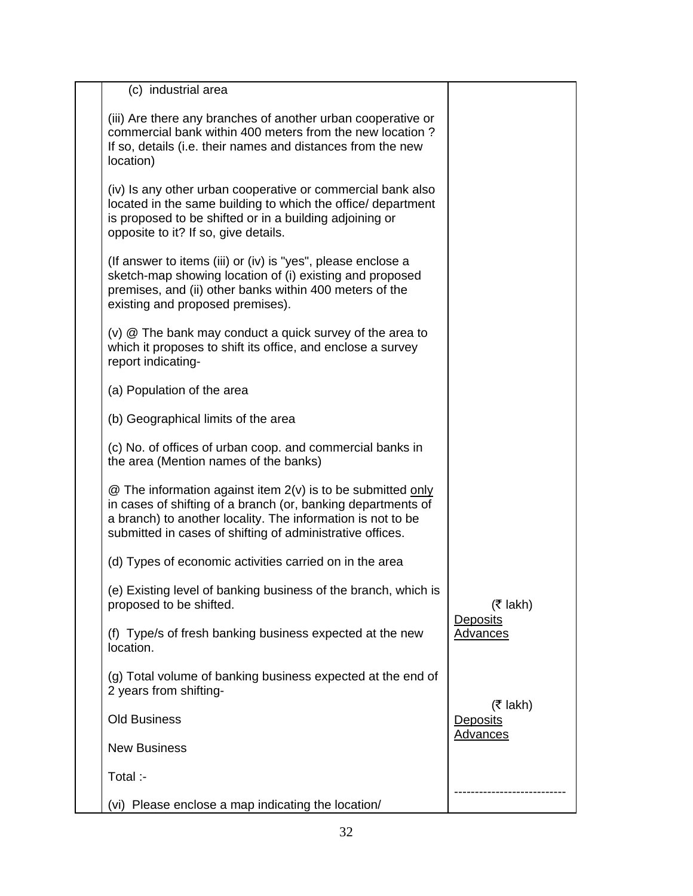| | | |
|---|---|---|
| | (c) industrial area<br><br>(iii) Are there any branches of another urban cooperative or commercial bank within 400 meters from the new location ? If so, details (i.e. their names and distances from the new location)<br><br>(iv) Is any other urban cooperative or commercial bank also located in the same building to which the office/ department is proposed to be shifted or in a building adjoining or opposite to it? If so, give details.<br><br>(If answer to items (iii) or (iv) is "yes", please enclose a sketch-map showing location of (i) existing and proposed premises, and (ii) other banks within 400 meters of the existing and proposed premises).<br><br>(v) @ The bank may conduct a quick survey of the area to which it proposes to shift its office, and enclose a survey report indicating-<br><br>(a) Population of the area<br><br>(b) Geographical limits of the area<br><br>(c) No. of offices of urban coop. and commercial banks in the area (Mention names of the banks)<br><br>@ The information against item 2(v) is to be submitted <u>only</u> in cases of shifting of a branch (or, banking departments of a branch) to another locality. The information is not to be submitted in cases of shifting of administrative offices.<br><br>(d) Types of economic activities carried on in the area<br><br>(e) Existing level of banking business of the branch, which is proposed to be shifted.<br><br>(f) Type/s of fresh banking business expected at the new location.<br><br>(g) Total volume of banking business expected at the end of 2 years from shifting-<br><br>Old Business<br><br>New Business<br><br>Total :-<br><br>(vi) Please enclose a map indicating the location/ | (₹ lakh)<br><u>Deposits</u><br><u>Advances</u><br><br>(₹ lakh)<br><u>Deposits</u><br><u>Advances</u><br><br>--------------------------- |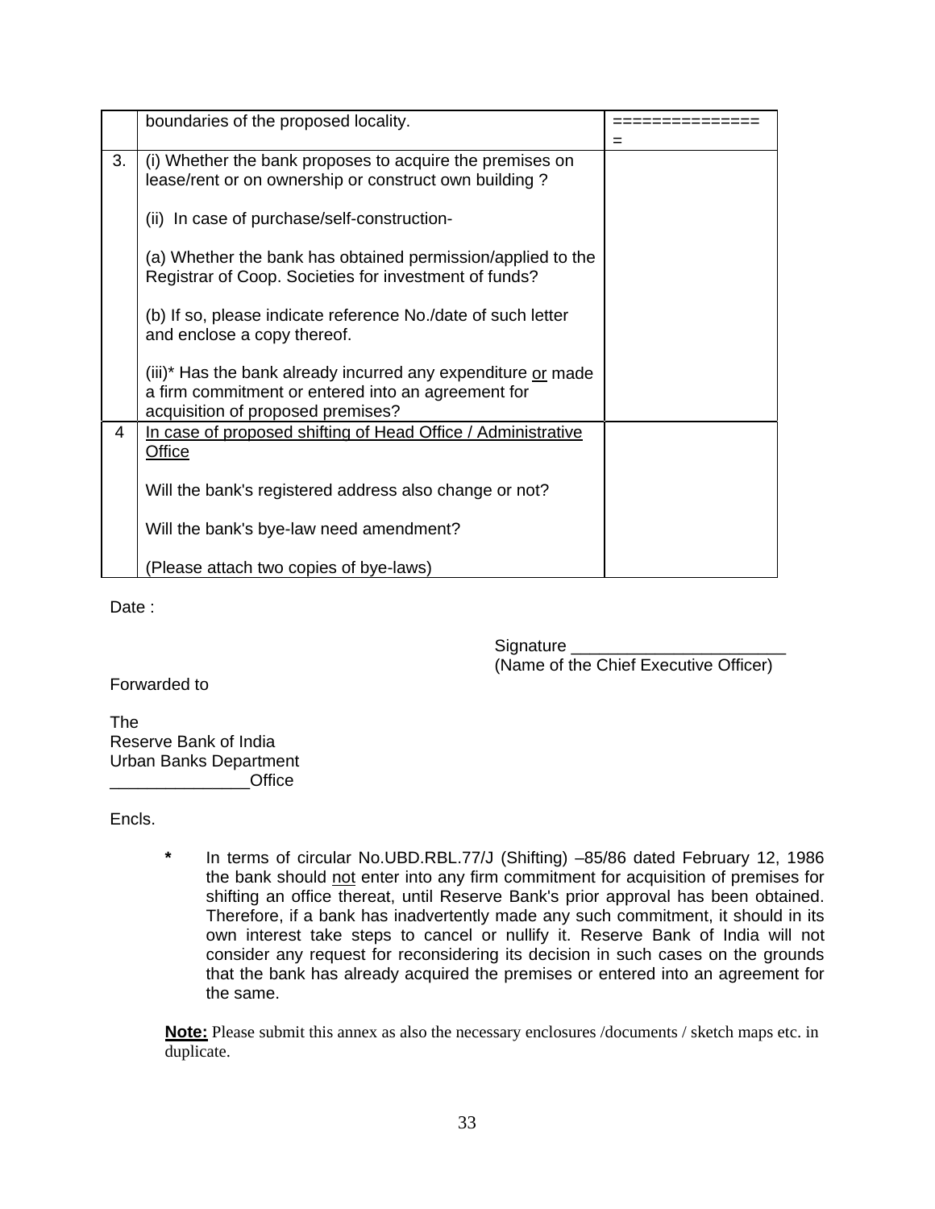| | | |
|---|---|---|
| | boundaries of the proposed locality. | ================ |
| 3. | (i) Whether the bank proposes to acquire the premises on lease/rent or on ownership or construct own building ?<br><br>(ii) In case of purchase/self-construction-<br><br>(a) Whether the bank has obtained permission/applied to the Registrar of Coop. Societies for investment of funds?<br><br>(b) If so, please indicate reference No./date of such letter and enclose a copy thereof.<br><br>(iii)* Has the bank already incurred any expenditure <u>or</u> made a firm commitment or entered into an agreement for acquisition of proposed premises? | |
| 4 | <u>In case of proposed shifting of Head Office / Administrative Office</u><br><br>Will the bank's registered address also change or not?<br><br>Will the bank's bye-law need amendment?<br><br>(Please attach two copies of bye-laws) | |

Date :

Signature _______________________
(Name of the Chief Executive Officer)

Forwarded to

The
Reserve Bank of India
Urban Banks Department
_______________Office

Encls.

**\*** In terms of circular No.UBD.RBL.77/J (Shifting) –85/86 dated February 12, 1986 the bank should <u>not</u> enter into any firm commitment for acquisition of premises for shifting an office thereat, until Reserve Bank's prior approval has been obtained. Therefore, if a bank has inadvertently made any such commitment, it should in its own interest take steps to cancel or nullify it. Reserve Bank of India will not consider any request for reconsidering its decision in such cases on the grounds that the bank has already acquired the premises or entered into an agreement for the same.

**<u>Note:</u>** Please submit this annex as also the necessary enclosures /documents / sketch maps etc. in duplicate.